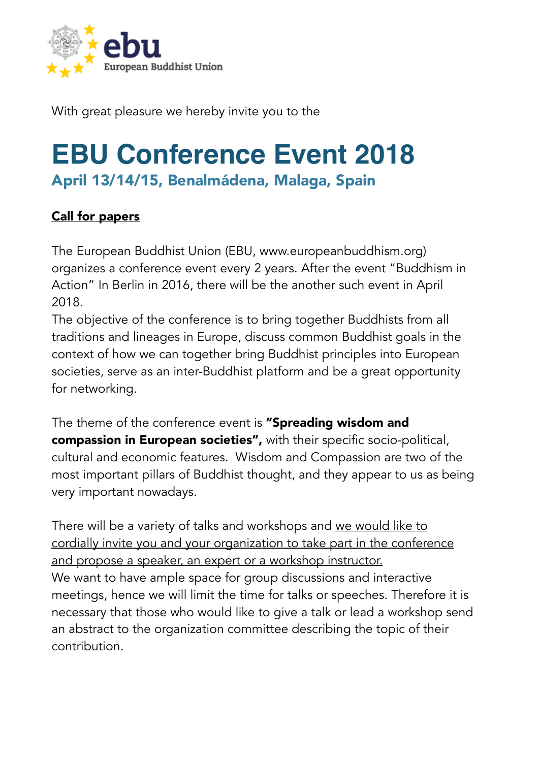ebu
European Buddhist Union

With great pleasure we hereby invite you to the

# EBU Conference Event 2018

## April 13/14/15, Benalmádena, Malaga, Spain

**Call for papers**

The European Buddhist Union (EBU, www.europeanbuddhism.org) organizes a conference event every 2 years. After the event "Buddhism in Action" In Berlin in 2016, there will be the another such event in April 2018.
The objective of the conference is to bring together Buddhists from all traditions and lineages in Europe, discuss common Buddhist goals in the context of how we can together bring Buddhist principles into European societies, serve as an inter-Buddhist platform and be a great opportunity for networking.

The theme of the conference event is **"Spreading wisdom and compassion in European societies",** with their specific socio-political, cultural and economic features. Wisdom and Compassion are two of the most important pillars of Buddhist thought, and they appear to us as being very important nowadays.

There will be a variety of talks and workshops and we would like to cordially invite you and your organization to take part in the conference and propose a speaker, an expert or a workshop instructor.
We want to have ample space for group discussions and interactive meetings, hence we will limit the time for talks or speeches. Therefore it is necessary that those who would like to give a talk or lead a workshop send an abstract to the organization committee describing the topic of their contribution.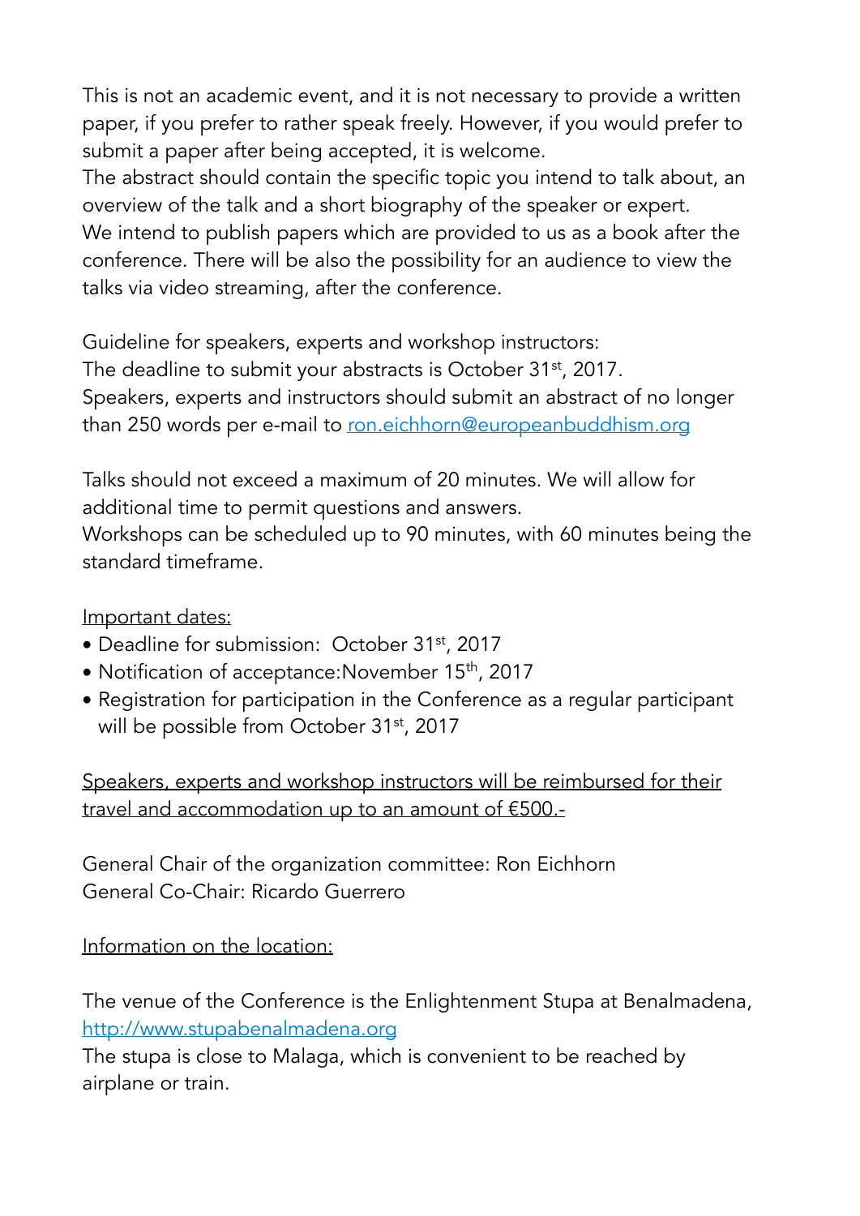This is not an academic event, and it is not necessary to provide a written paper, if you prefer to rather speak freely. However, if you would prefer to submit a paper after being accepted, it is welcome.
The abstract should contain the specific topic you intend to talk about, an overview of the talk and a short biography of the speaker or expert.
We intend to publish papers which are provided to us as a book after the conference. There will be also the possibility for an audience to view the talks via video streaming, after the conference.

Guideline for speakers, experts and workshop instructors:
The deadline to submit your abstracts is October 31st, 2017.
Speakers, experts and instructors should submit an abstract of no longer than 250 words per e-mail to ron.eichhorn@europeanbuddhism.org

Talks should not exceed a maximum of 20 minutes. We will allow for additional time to permit questions and answers.
Workshops can be scheduled up to 90 minutes, with 60 minutes being the standard timeframe.

Important dates:

- Deadline for submission: October 31st, 2017
- Notification of acceptance:November 15th, 2017
- Registration for participation in the Conference as a regular participant will be possible from October 31st, 2017

Speakers, experts and workshop instructors will be reimbursed for their travel and accommodation up to an amount of €500.-

General Chair of the organization committee: Ron Eichhorn
General Co-Chair: Ricardo Guerrero

Information on the location:

The venue of the Conference is the Enlightenment Stupa at Benalmadena, http://www.stupabenalmadena.org
The stupa is close to Malaga, which is convenient to be reached by airplane or train.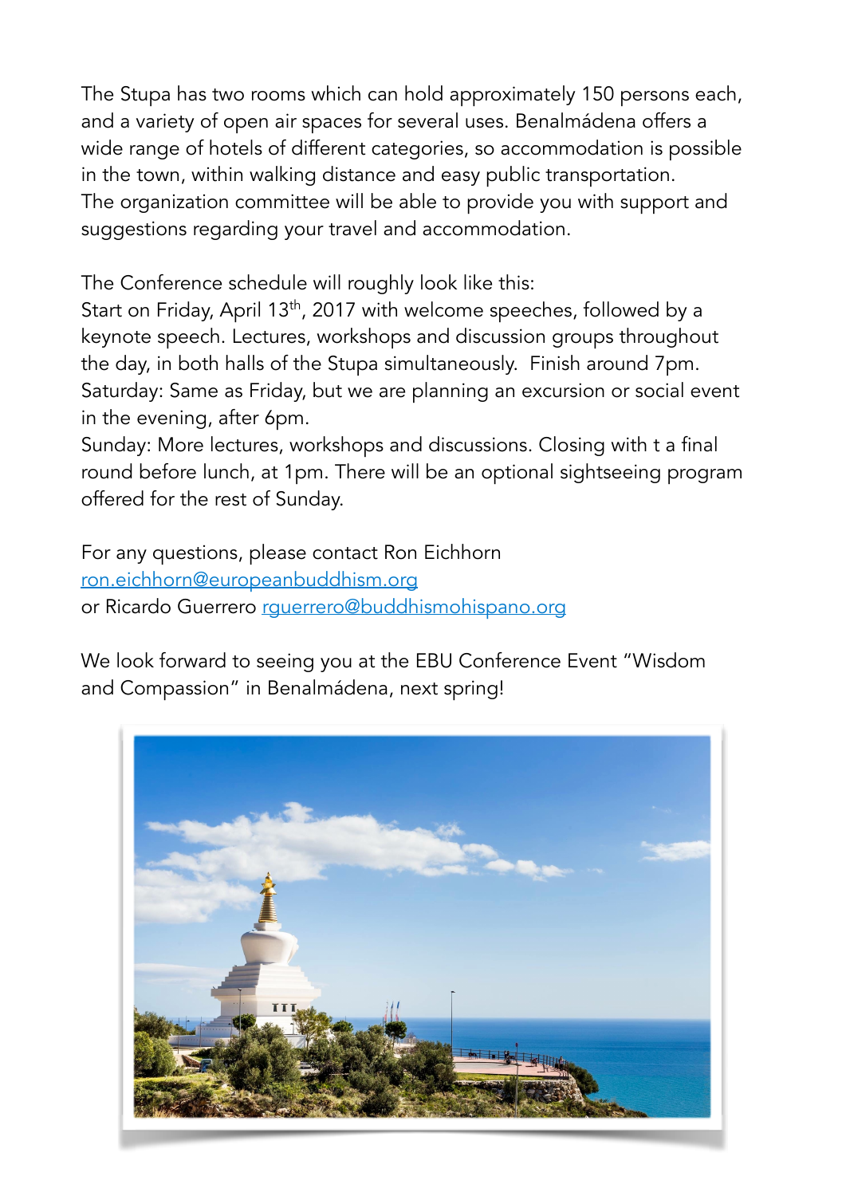The Stupa has two rooms which can hold approximately 150 persons each, and a variety of open air spaces for several uses. Benalmádena offers a wide range of hotels of different categories, so accommodation is possible in the town, within walking distance and easy public transportation.
The organization committee will be able to provide you with support and suggestions regarding your travel and accommodation.

The Conference schedule will roughly look like this:
Start on Friday, April 13th, 2017 with welcome speeches, followed by a keynote speech. Lectures, workshops and discussion groups throughout the day, in both halls of the Stupa simultaneously. Finish around 7pm.
Saturday: Same as Friday, but we are planning an excursion or social event in the evening, after 6pm.
Sunday: More lectures, workshops and discussions. Closing with t a final round before lunch, at 1pm. There will be an optional sightseeing program offered for the rest of Sunday.

For any questions, please contact Ron Eichhorn
ron.eichhorn@europeanbuddhism.org
or Ricardo Guerrero rguerrero@buddhismohispano.org

We look forward to seeing you at the EBU Conference Event "Wisdom and Compassion" in Benalmádena, next spring!